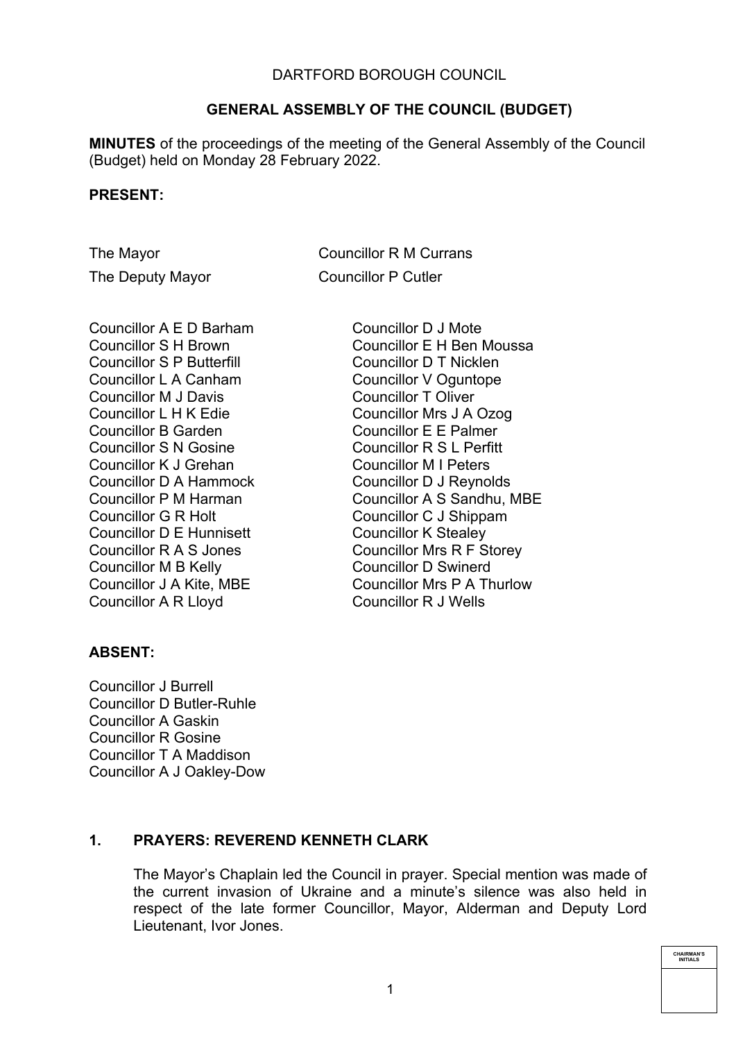DARTFORD BOROUGH COUNCIL

**GENERAL ASSEMBLY OF THE COUNCIL (BUDGET)**

**MINUTES** of the proceedings of the meeting of the General Assembly of the Council (Budget) held on Monday 28 February 2022.

**PRESENT:**

The Mayor Councillor R M Currans
The Deputy Mayor Councillor P Cutler

Councillor A E D Barham
Councillor S H Brown
Councillor S P Butterfill
Councillor L A Canham
Councillor M J Davis
Councillor L H K Edie
Councillor B Garden
Councillor S N Gosine
Councillor K J Grehan
Councillor D A Hammock
Councillor P M Harman
Councillor G R Holt
Councillor D E Hunnisett
Councillor R A S Jones
Councillor M B Kelly
Councillor J A Kite, MBE
Councillor A R Lloyd
Councillor D J Mote
Councillor E H Ben Moussa
Councillor D T Nicklen
Councillor V Oguntope
Councillor T Oliver
Councillor Mrs J A Ozog
Councillor E E Palmer
Councillor R S L Perfitt
Councillor M I Peters
Councillor D J Reynolds
Councillor A S Sandhu, MBE
Councillor C J Shippam
Councillor K Stealey
Councillor Mrs R F Storey
Councillor D Swinerd
Councillor Mrs P A Thurlow
Councillor R J Wells

**ABSENT:**

Councillor J Burrell
Councillor D Butler-Ruhle
Councillor A Gaskin
Councillor R Gosine
Councillor T A Maddison
Councillor A J Oakley-Dow

### 1. PRAYERS: REVEREND KENNETH CLARK

The Mayor's Chaplain led the Council in prayer. Special mention was made of the current invasion of Ukraine and a minute's silence was also held in respect of the late former Councillor, Mayor, Alderman and Deputy Lord Lieutenant, Ivor Jones.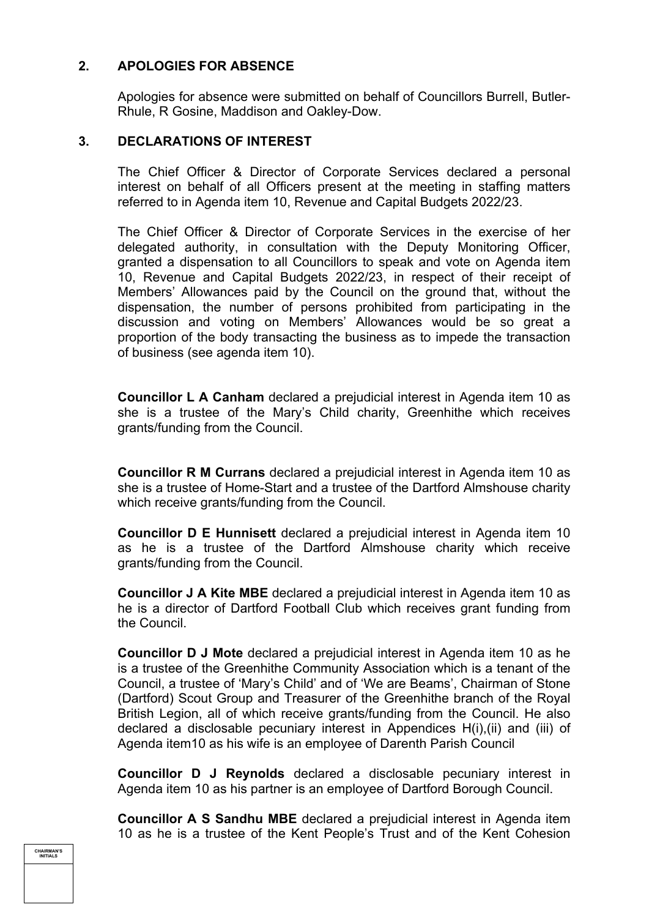## 2. APOLOGIES FOR ABSENCE

Apologies for absence were submitted on behalf of Councillors Burrell, Butler-Rhule, R Gosine, Maddison and Oakley-Dow.

## 3. DECLARATIONS OF INTEREST

The Chief Officer & Director of Corporate Services declared a personal interest on behalf of all Officers present at the meeting in staffing matters referred to in Agenda item 10, Revenue and Capital Budgets 2022/23.

The Chief Officer & Director of Corporate Services in the exercise of her delegated authority, in consultation with the Deputy Monitoring Officer, granted a dispensation to all Councillors to speak and vote on Agenda item 10, Revenue and Capital Budgets 2022/23, in respect of their receipt of Members' Allowances paid by the Council on the ground that, without the dispensation, the number of persons prohibited from participating in the discussion and voting on Members' Allowances would be so great a proportion of the body transacting the business as to impede the transaction of business (see agenda item 10).

**Councillor L A Canham** declared a prejudicial interest in Agenda item 10 as she is a trustee of the Mary's Child charity, Greenhithe which receives grants/funding from the Council.

**Councillor R M Currans** declared a prejudicial interest in Agenda item 10 as she is a trustee of Home-Start and a trustee of the Dartford Almshouse charity which receive grants/funding from the Council.

**Councillor D E Hunnisett** declared a prejudicial interest in Agenda item 10 as he is a trustee of the Dartford Almshouse charity which receive grants/funding from the Council.

**Councillor J A Kite MBE** declared a prejudicial interest in Agenda item 10 as he is a director of Dartford Football Club which receives grant funding from the Council.

**Councillor D J Mote** declared a prejudicial interest in Agenda item 10 as he is a trustee of the Greenhithe Community Association which is a tenant of the Council, a trustee of 'Mary's Child' and of 'We are Beams', Chairman of Stone (Dartford) Scout Group and Treasurer of the Greenhithe branch of the Royal British Legion, all of which receive grants/funding from the Council. He also declared a disclosable pecuniary interest in Appendices H(i),(ii) and (iii) of Agenda item10 as his wife is an employee of Darenth Parish Council

**Councillor D J Reynolds** declared a disclosable pecuniary interest in Agenda item 10 as his partner is an employee of Dartford Borough Council.

**Councillor A S Sandhu MBE** declared a prejudicial interest in Agenda item 10 as he is a trustee of the Kent People's Trust and of the Kent Cohesion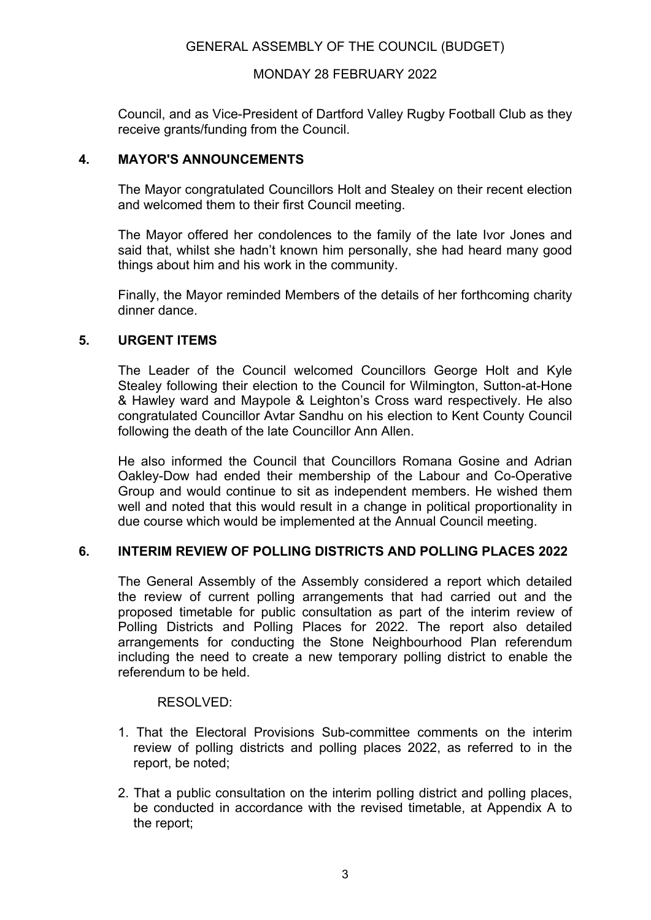Council, and as Vice-President of Dartford Valley Rugby Football Club as they receive grants/funding from the Council.

## 4. MAYOR'S ANNOUNCEMENTS

The Mayor congratulated Councillors Holt and Stealey on their recent election and welcomed them to their first Council meeting.

The Mayor offered her condolences to the family of the late Ivor Jones and said that, whilst she hadn't known him personally, she had heard many good things about him and his work in the community.

Finally, the Mayor reminded Members of the details of her forthcoming charity dinner dance.

## 5. URGENT ITEMS

The Leader of the Council welcomed Councillors George Holt and Kyle Stealey following their election to the Council for Wilmington, Sutton-at-Hone & Hawley ward and Maypole & Leighton's Cross ward respectively. He also congratulated Councillor Avtar Sandhu on his election to Kent County Council following the death of the late Councillor Ann Allen.

He also informed the Council that Councillors Romana Gosine and Adrian Oakley-Dow had ended their membership of the Labour and Co-Operative Group and would continue to sit as independent members. He wished them well and noted that this would result in a change in political proportionality in due course which would be implemented at the Annual Council meeting.

## 6. INTERIM REVIEW OF POLLING DISTRICTS AND POLLING PLACES 2022

The General Assembly of the Assembly considered a report which detailed the review of current polling arrangements that had carried out and the proposed timetable for public consultation as part of the interim review of Polling Districts and Polling Places for 2022. The report also detailed arrangements for conducting the Stone Neighbourhood Plan referendum including the need to create a new temporary polling district to enable the referendum to be held.

RESOLVED:

1. That the Electoral Provisions Sub-committee comments on the interim review of polling districts and polling places 2022, as referred to in the report, be noted;

2. That a public consultation on the interim polling district and polling places, be conducted in accordance with the revised timetable, at Appendix A to the report;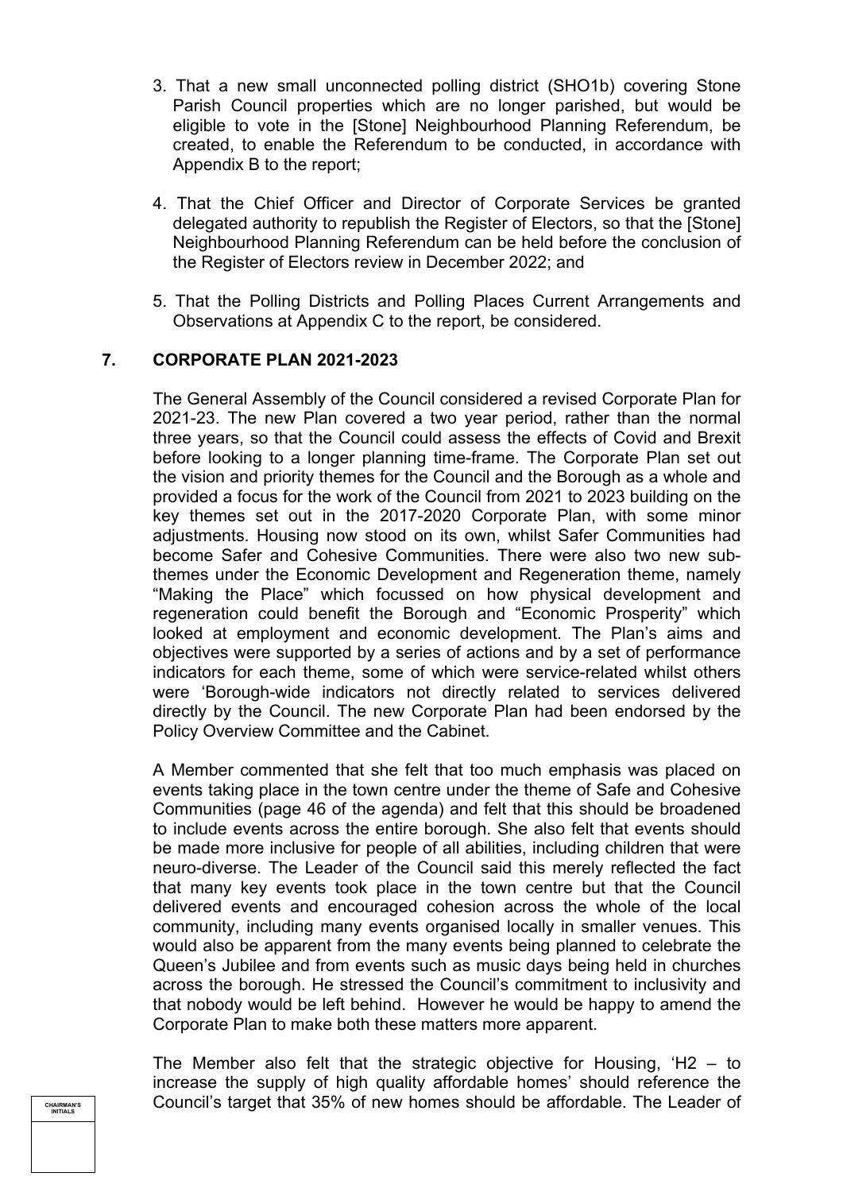3. That a new small unconnected polling district (SHO1b) covering Stone Parish Council properties which are no longer parished, but would be eligible to vote in the [Stone] Neighbourhood Planning Referendum, be created, to enable the Referendum to be conducted, in accordance with Appendix B to the report;

4. That the Chief Officer and Director of Corporate Services be granted delegated authority to republish the Register of Electors, so that the [Stone] Neighbourhood Planning Referendum can be held before the conclusion of the Register of Electors review in December 2022; and

5. That the Polling Districts and Polling Places Current Arrangements and Observations at Appendix C to the report, be considered.

## 7. CORPORATE PLAN 2021-2023

The General Assembly of the Council considered a revised Corporate Plan for 2021-23. The new Plan covered a two year period, rather than the normal three years, so that the Council could assess the effects of Covid and Brexit before looking to a longer planning time-frame. The Corporate Plan set out the vision and priority themes for the Council and the Borough as a whole and provided a focus for the work of the Council from 2021 to 2023 building on the key themes set out in the 2017-2020 Corporate Plan, with some minor adjustments. Housing now stood on its own, whilst Safer Communities had become Safer and Cohesive Communities. There were also two new sub-themes under the Economic Development and Regeneration theme, namely "Making the Place" which focussed on how physical development and regeneration could benefit the Borough and "Economic Prosperity" which looked at employment and economic development. The Plan's aims and objectives were supported by a series of actions and by a set of performance indicators for each theme, some of which were service-related whilst others were 'Borough-wide indicators not directly related to services delivered directly by the Council. The new Corporate Plan had been endorsed by the Policy Overview Committee and the Cabinet.

A Member commented that she felt that too much emphasis was placed on events taking place in the town centre under the theme of Safe and Cohesive Communities (page 46 of the agenda) and felt that this should be broadened to include events across the entire borough. She also felt that events should be made more inclusive for people of all abilities, including children that were neuro-diverse. The Leader of the Council said this merely reflected the fact that many key events took place in the town centre but that the Council delivered events and encouraged cohesion across the whole of the local community, including many events organised locally in smaller venues. This would also be apparent from the many events being planned to celebrate the Queen's Jubilee and from events such as music days being held in churches across the borough. He stressed the Council's commitment to inclusivity and that nobody would be left behind. However he would be happy to amend the Corporate Plan to make both these matters more apparent.

The Member also felt that the strategic objective for Housing, 'H2 – to increase the supply of high quality affordable homes' should reference the Council's target that 35% of new homes should be affordable. The Leader of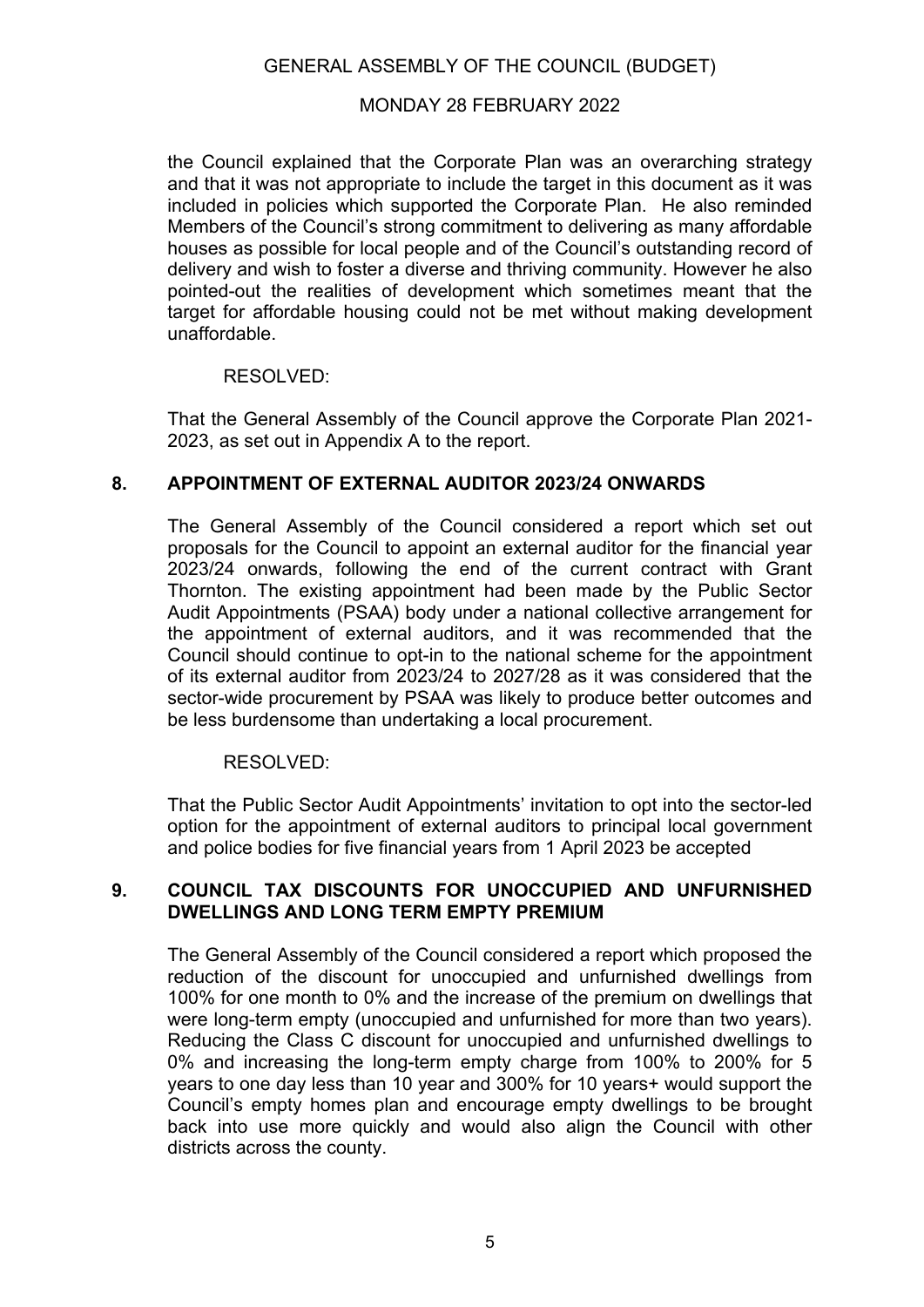the Council explained that the Corporate Plan was an overarching strategy and that it was not appropriate to include the target in this document as it was included in policies which supported the Corporate Plan. He also reminded Members of the Council's strong commitment to delivering as many affordable houses as possible for local people and of the Council's outstanding record of delivery and wish to foster a diverse and thriving community. However he also pointed-out the realities of development which sometimes meant that the target for affordable housing could not be met without making development unaffordable.

RESOLVED:

That the General Assembly of the Council approve the Corporate Plan 2021-2023, as set out in Appendix A to the report.

## 8. APPOINTMENT OF EXTERNAL AUDITOR 2023/24 ONWARDS

The General Assembly of the Council considered a report which set out proposals for the Council to appoint an external auditor for the financial year 2023/24 onwards, following the end of the current contract with Grant Thornton. The existing appointment had been made by the Public Sector Audit Appointments (PSAA) body under a national collective arrangement for the appointment of external auditors, and it was recommended that the Council should continue to opt-in to the national scheme for the appointment of its external auditor from 2023/24 to 2027/28 as it was considered that the sector-wide procurement by PSAA was likely to produce better outcomes and be less burdensome than undertaking a local procurement.

RESOLVED:

That the Public Sector Audit Appointments' invitation to opt into the sector-led option for the appointment of external auditors to principal local government and police bodies for five financial years from 1 April 2023 be accepted

## 9. COUNCIL TAX DISCOUNTS FOR UNOCCUPIED AND UNFURNISHED DWELLINGS AND LONG TERM EMPTY PREMIUM

The General Assembly of the Council considered a report which proposed the reduction of the discount for unoccupied and unfurnished dwellings from 100% for one month to 0% and the increase of the premium on dwellings that were long-term empty (unoccupied and unfurnished for more than two years). Reducing the Class C discount for unoccupied and unfurnished dwellings to 0% and increasing the long-term empty charge from 100% to 200% for 5 years to one day less than 10 year and 300% for 10 years+ would support the Council's empty homes plan and encourage empty dwellings to be brought back into use more quickly and would also align the Council with other districts across the county.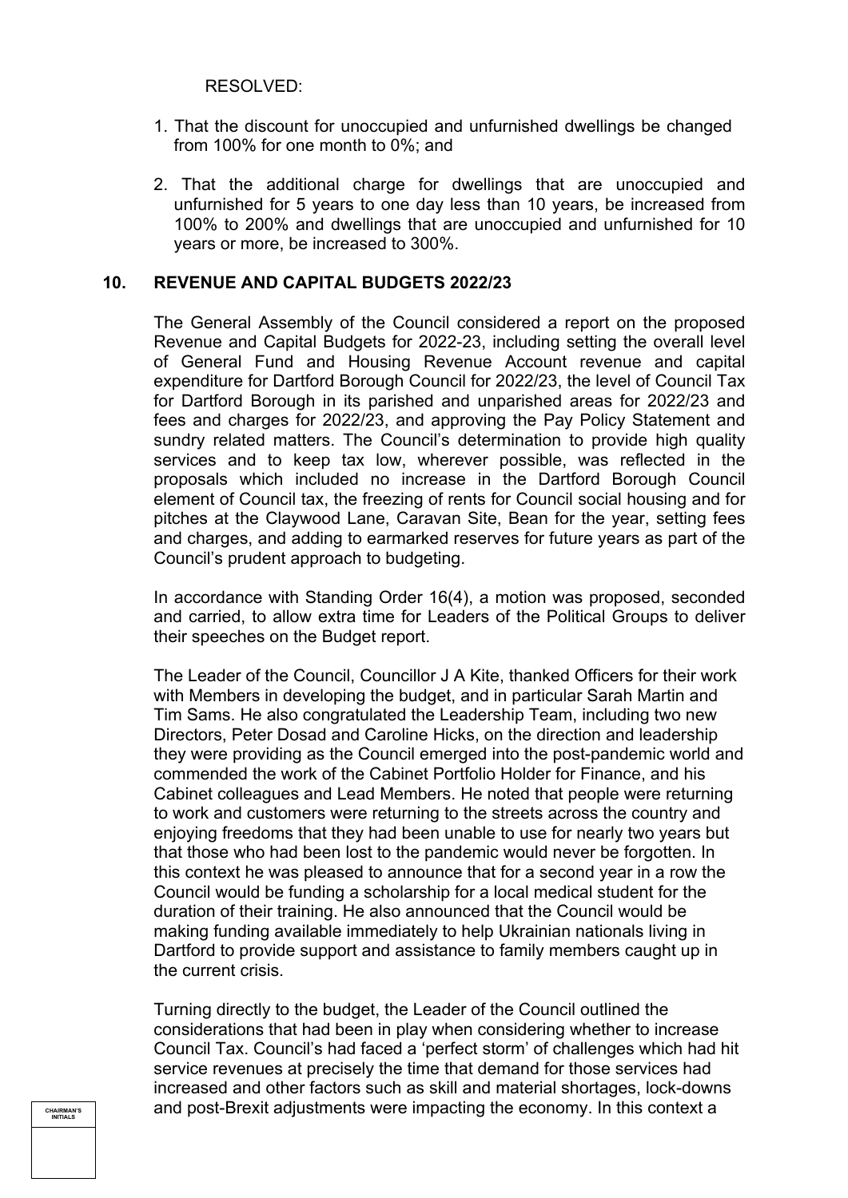RESOLVED:

1. That the discount for unoccupied and unfurnished dwellings be changed from 100% for one month to 0%; and

2. That the additional charge for dwellings that are unoccupied and unfurnished for 5 years to one day less than 10 years, be increased from 100% to 200% and dwellings that are unoccupied and unfurnished for 10 years or more, be increased to 300%.

## 10. REVENUE AND CAPITAL BUDGETS 2022/23

The General Assembly of the Council considered a report on the proposed Revenue and Capital Budgets for 2022-23, including setting the overall level of General Fund and Housing Revenue Account revenue and capital expenditure for Dartford Borough Council for 2022/23, the level of Council Tax for Dartford Borough in its parished and unparished areas for 2022/23 and fees and charges for 2022/23, and approving the Pay Policy Statement and sundry related matters. The Council's determination to provide high quality services and to keep tax low, wherever possible, was reflected in the proposals which included no increase in the Dartford Borough Council element of Council tax, the freezing of rents for Council social housing and for pitches at the Claywood Lane, Caravan Site, Bean for the year, setting fees and charges, and adding to earmarked reserves for future years as part of the Council's prudent approach to budgeting.

In accordance with Standing Order 16(4), a motion was proposed, seconded and carried, to allow extra time for Leaders of the Political Groups to deliver their speeches on the Budget report.

The Leader of the Council, Councillor J A Kite, thanked Officers for their work with Members in developing the budget, and in particular Sarah Martin and Tim Sams. He also congratulated the Leadership Team, including two new Directors, Peter Dosad and Caroline Hicks, on the direction and leadership they were providing as the Council emerged into the post-pandemic world and commended the work of the Cabinet Portfolio Holder for Finance, and his Cabinet colleagues and Lead Members. He noted that people were returning to work and customers were returning to the streets across the country and enjoying freedoms that they had been unable to use for nearly two years but that those who had been lost to the pandemic would never be forgotten. In this context he was pleased to announce that for a second year in a row the Council would be funding a scholarship for a local medical student for the duration of their training. He also announced that the Council would be making funding available immediately to help Ukrainian nationals living in Dartford to provide support and assistance to family members caught up in the current crisis.

Turning directly to the budget, the Leader of the Council outlined the considerations that had been in play when considering whether to increase Council Tax. Council's had faced a 'perfect storm' of challenges which had hit service revenues at precisely the time that demand for those services had increased and other factors such as skill and material shortages, lock-downs and post-Brexit adjustments were impacting the economy. In this context a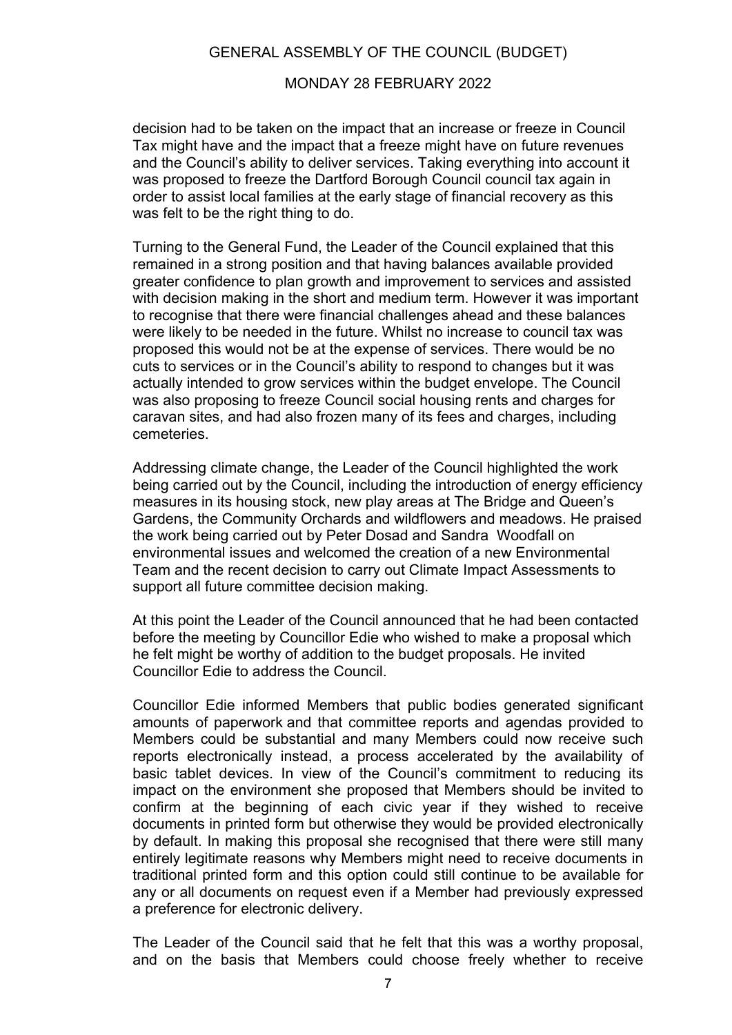decision had to be taken on the impact that an increase or freeze in Council Tax might have and the impact that a freeze might have on future revenues and the Council's ability to deliver services. Taking everything into account it was proposed to freeze the Dartford Borough Council council tax again in order to assist local families at the early stage of financial recovery as this was felt to be the right thing to do.

Turning to the General Fund, the Leader of the Council explained that this remained in a strong position and that having balances available provided greater confidence to plan growth and improvement to services and assisted with decision making in the short and medium term. However it was important to recognise that there were financial challenges ahead and these balances were likely to be needed in the future. Whilst no increase to council tax was proposed this would not be at the expense of services. There would be no cuts to services or in the Council's ability to respond to changes but it was actually intended to grow services within the budget envelope. The Council was also proposing to freeze Council social housing rents and charges for caravan sites, and had also frozen many of its fees and charges, including cemeteries.

Addressing climate change, the Leader of the Council highlighted the work being carried out by the Council, including the introduction of energy efficiency measures in its housing stock, new play areas at The Bridge and Queen's Gardens, the Community Orchards and wildflowers and meadows. He praised the work being carried out by Peter Dosad and Sandra Woodfall on environmental issues and welcomed the creation of a new Environmental Team and the recent decision to carry out Climate Impact Assessments to support all future committee decision making.

At this point the Leader of the Council announced that he had been contacted before the meeting by Councillor Edie who wished to make a proposal which he felt might be worthy of addition to the budget proposals. He invited Councillor Edie to address the Council.

Councillor Edie informed Members that public bodies generated significant amounts of paperwork and that committee reports and agendas provided to Members could be substantial and many Members could now receive such reports electronically instead, a process accelerated by the availability of basic tablet devices. In view of the Council's commitment to reducing its impact on the environment she proposed that Members should be invited to confirm at the beginning of each civic year if they wished to receive documents in printed form but otherwise they would be provided electronically by default. In making this proposal she recognised that there were still many entirely legitimate reasons why Members might need to receive documents in traditional printed form and this option could still continue to be available for any or all documents on request even if a Member had previously expressed a preference for electronic delivery.

The Leader of the Council said that he felt that this was a worthy proposal, and on the basis that Members could choose freely whether to receive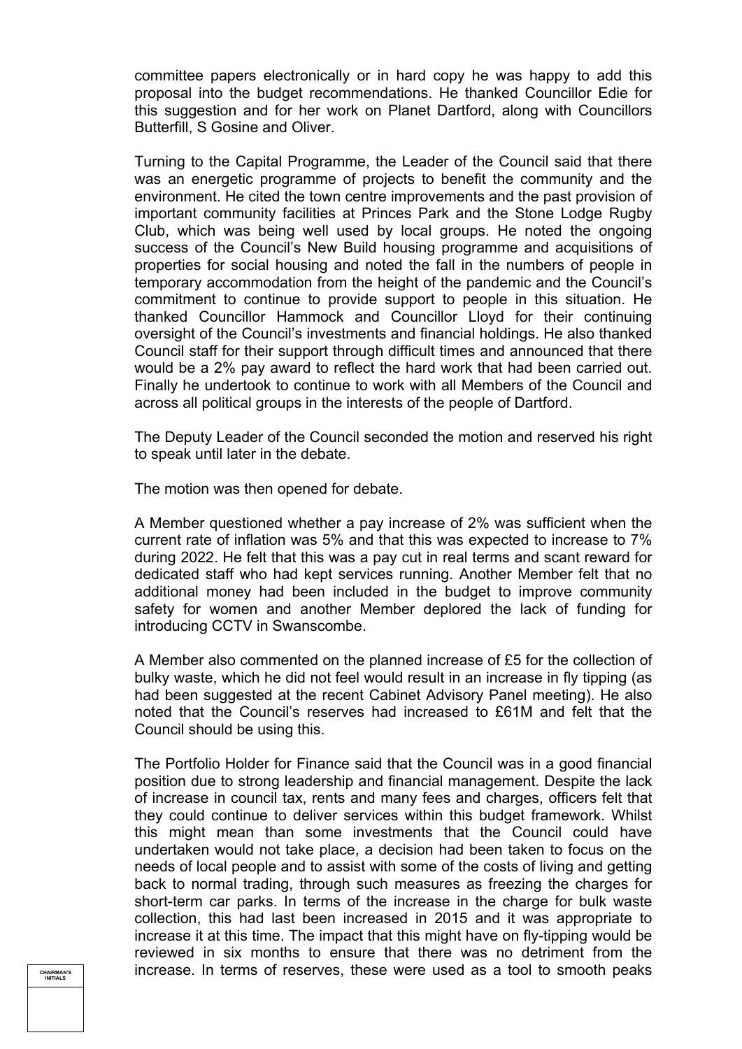committee papers electronically or in hard copy he was happy to add this proposal into the budget recommendations. He thanked Councillor Edie for this suggestion and for her work on Planet Dartford, along with Councillors Butterfill, S Gosine and Oliver.

Turning to the Capital Programme, the Leader of the Council said that there was an energetic programme of projects to benefit the community and the environment. He cited the town centre improvements and the past provision of important community facilities at Princes Park and the Stone Lodge Rugby Club, which was being well used by local groups. He noted the ongoing success of the Council's New Build housing programme and acquisitions of properties for social housing and noted the fall in the numbers of people in temporary accommodation from the height of the pandemic and the Council's commitment to continue to provide support to people in this situation. He thanked Councillor Hammock and Councillor Lloyd for their continuing oversight of the Council's investments and financial holdings. He also thanked Council staff for their support through difficult times and announced that there would be a 2% pay award to reflect the hard work that had been carried out. Finally he undertook to continue to work with all Members of the Council and across all political groups in the interests of the people of Dartford.

The Deputy Leader of the Council seconded the motion and reserved his right to speak until later in the debate.

The motion was then opened for debate.

A Member questioned whether a pay increase of 2% was sufficient when the current rate of inflation was 5% and that this was expected to increase to 7% during 2022. He felt that this was a pay cut in real terms and scant reward for dedicated staff who had kept services running. Another Member felt that no additional money had been included in the budget to improve community safety for women and another Member deplored the lack of funding for introducing CCTV in Swanscombe.

A Member also commented on the planned increase of £5 for the collection of bulky waste, which he did not feel would result in an increase in fly tipping (as had been suggested at the recent Cabinet Advisory Panel meeting). He also noted that the Council's reserves had increased to £61M and felt that the Council should be using this.

The Portfolio Holder for Finance said that the Council was in a good financial position due to strong leadership and financial management. Despite the lack of increase in council tax, rents and many fees and charges, officers felt that they could continue to deliver services within this budget framework. Whilst this might mean than some investments that the Council could have undertaken would not take place, a decision had been taken to focus on the needs of local people and to assist with some of the costs of living and getting back to normal trading, through such measures as freezing the charges for short-term car parks. In terms of the increase in the charge for bulk waste collection, this had last been increased in 2015 and it was appropriate to increase it at this time. The impact that this might have on fly-tipping would be reviewed in six months to ensure that there was no detriment from the increase. In terms of reserves, these were used as a tool to smooth peaks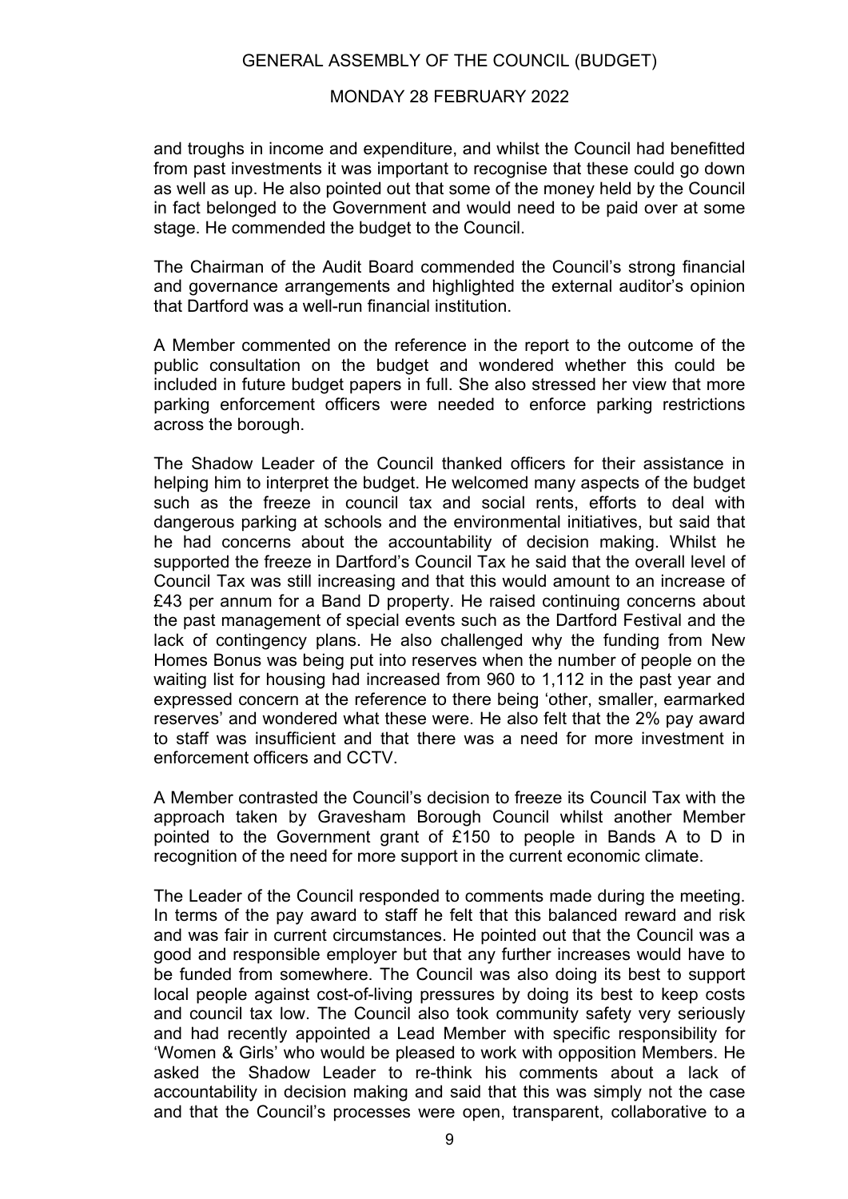and troughs in income and expenditure, and whilst the Council had benefitted from past investments it was important to recognise that these could go down as well as up. He also pointed out that some of the money held by the Council in fact belonged to the Government and would need to be paid over at some stage. He commended the budget to the Council.

The Chairman of the Audit Board commended the Council's strong financial and governance arrangements and highlighted the external auditor's opinion that Dartford was a well-run financial institution.

A Member commented on the reference in the report to the outcome of the public consultation on the budget and wondered whether this could be included in future budget papers in full. She also stressed her view that more parking enforcement officers were needed to enforce parking restrictions across the borough.

The Shadow Leader of the Council thanked officers for their assistance in helping him to interpret the budget. He welcomed many aspects of the budget such as the freeze in council tax and social rents, efforts to deal with dangerous parking at schools and the environmental initiatives, but said that he had concerns about the accountability of decision making. Whilst he supported the freeze in Dartford's Council Tax he said that the overall level of Council Tax was still increasing and that this would amount to an increase of £43 per annum for a Band D property. He raised continuing concerns about the past management of special events such as the Dartford Festival and the lack of contingency plans. He also challenged why the funding from New Homes Bonus was being put into reserves when the number of people on the waiting list for housing had increased from 960 to 1,112 in the past year and expressed concern at the reference to there being 'other, smaller, earmarked reserves' and wondered what these were. He also felt that the 2% pay award to staff was insufficient and that there was a need for more investment in enforcement officers and CCTV.

A Member contrasted the Council's decision to freeze its Council Tax with the approach taken by Gravesham Borough Council whilst another Member pointed to the Government grant of £150 to people in Bands A to D in recognition of the need for more support in the current economic climate.

The Leader of the Council responded to comments made during the meeting. In terms of the pay award to staff he felt that this balanced reward and risk and was fair in current circumstances. He pointed out that the Council was a good and responsible employer but that any further increases would have to be funded from somewhere. The Council was also doing its best to support local people against cost-of-living pressures by doing its best to keep costs and council tax low. The Council also took community safety very seriously and had recently appointed a Lead Member with specific responsibility for 'Women & Girls' who would be pleased to work with opposition Members. He asked the Shadow Leader to re-think his comments about a lack of accountability in decision making and said that this was simply not the case and that the Council's processes were open, transparent, collaborative to a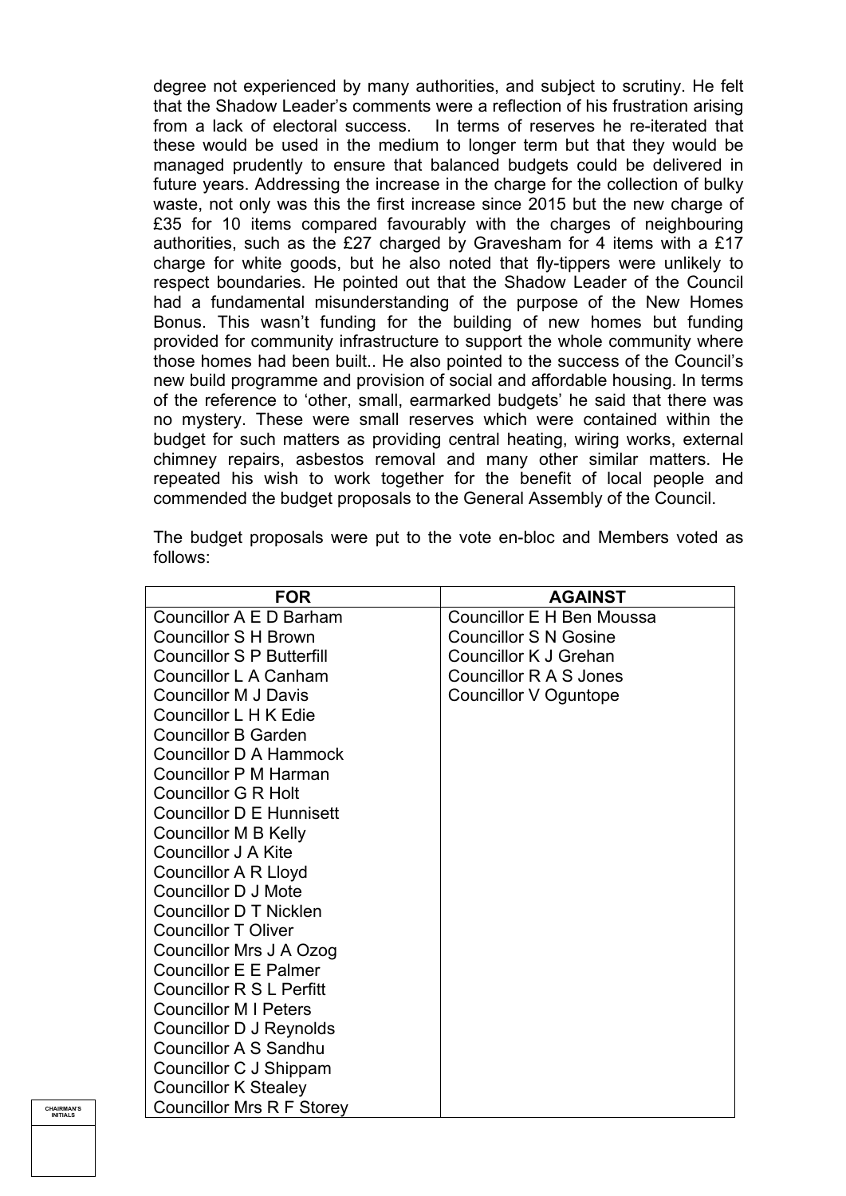degree not experienced by many authorities, and subject to scrutiny. He felt that the Shadow Leader's comments were a reflection of his frustration arising from a lack of electoral success. In terms of reserves he re-iterated that these would be used in the medium to longer term but that they would be managed prudently to ensure that balanced budgets could be delivered in future years. Addressing the increase in the charge for the collection of bulky waste, not only was this the first increase since 2015 but the new charge of £35 for 10 items compared favourably with the charges of neighbouring authorities, such as the £27 charged by Gravesham for 4 items with a £17 charge for white goods, but he also noted that fly-tippers were unlikely to respect boundaries. He pointed out that the Shadow Leader of the Council had a fundamental misunderstanding of the purpose of the New Homes Bonus. This wasn't funding for the building of new homes but funding provided for community infrastructure to support the whole community where those homes had been built.. He also pointed to the success of the Council's new build programme and provision of social and affordable housing. In terms of the reference to 'other, small, earmarked budgets' he said that there was no mystery. These were small reserves which were contained within the budget for such matters as providing central heating, wiring works, external chimney repairs, asbestos removal and many other similar matters. He repeated his wish to work together for the benefit of local people and commended the budget proposals to the General Assembly of the Council.

The budget proposals were put to the vote en-bloc and Members voted as follows:

| FOR | AGAINST |
|---|---|
| Councillor A E D Barham | Councillor E H Ben Moussa |
| Councillor S H Brown | Councillor S N Gosine |
| Councillor S P Butterfill | Councillor K J Grehan |
| Councillor L A Canham | Councillor R A S Jones |
| Councillor M J Davis | Councillor V Oguntope |
| Councillor L H K Edie | |
| Councillor B Garden | |
| Councillor D A Hammock | |
| Councillor P M Harman | |
| Councillor G R Holt | |
| Councillor D E Hunnisett | |
| Councillor M B Kelly | |
| Councillor J A Kite | |
| Councillor A R Lloyd | |
| Councillor D J Mote | |
| Councillor D T Nicklen | |
| Councillor T Oliver | |
| Councillor Mrs J A Ozog | |
| Councillor E E Palmer | |
| Councillor R S L Perfitt | |
| Councillor M I Peters | |
| Councillor D J Reynolds | |
| Councillor A S Sandhu | |
| Councillor C J Shippam | |
| Councillor K Stealey | |
| Councillor Mrs R F Storey | |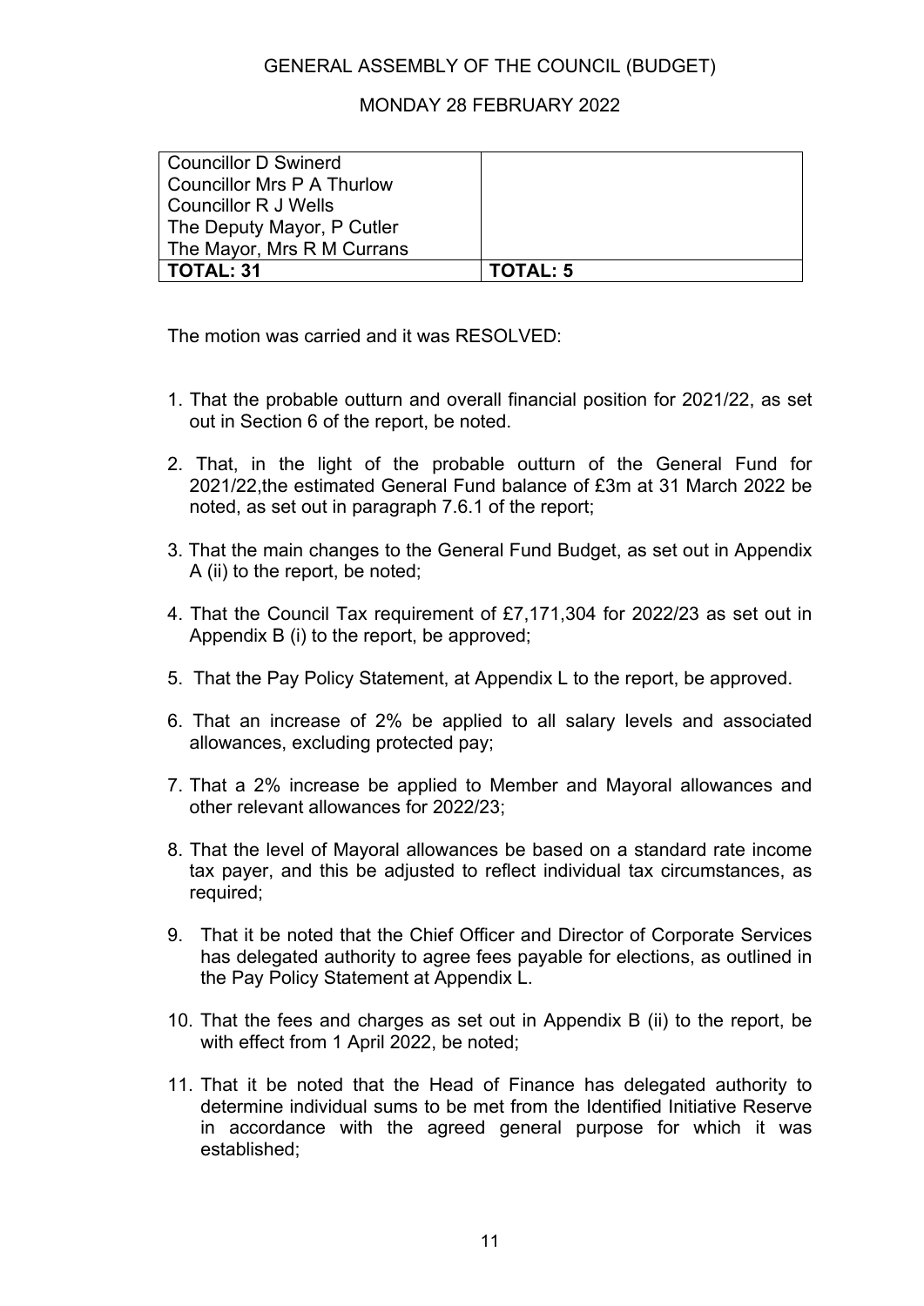GENERAL ASSEMBLY OF THE COUNCIL (BUDGET)

MONDAY 28 FEBRUARY 2022

| | |
|---|---|
| Councillor D Swinerd<br>Councillor Mrs P A Thurlow<br>Councillor R J Wells<br>The Deputy Mayor, P Cutler<br>The Mayor, Mrs R M Currans | |
| **TOTAL: 31** | **TOTAL: 5** |

The motion was carried and it was RESOLVED:

1. That the probable outturn and overall financial position for 2021/22, as set out in Section 6 of the report, be noted.
2. That, in the light of the probable outturn of the General Fund for 2021/22,the estimated General Fund balance of £3m at 31 March 2022 be noted, as set out in paragraph 7.6.1 of the report;
3. That the main changes to the General Fund Budget, as set out in Appendix A (ii) to the report, be noted;
4. That the Council Tax requirement of £7,171,304 for 2022/23 as set out in Appendix B (i) to the report, be approved;
5. That the Pay Policy Statement, at Appendix L to the report, be approved.
6. That an increase of 2% be applied to all salary levels and associated allowances, excluding protected pay;
7. That a 2% increase be applied to Member and Mayoral allowances and other relevant allowances for 2022/23;
8. That the level of Mayoral allowances be based on a standard rate income tax payer, and this be adjusted to reflect individual tax circumstances, as required;
9. That it be noted that the Chief Officer and Director of Corporate Services has delegated authority to agree fees payable for elections, as outlined in the Pay Policy Statement at Appendix L.
10. That the fees and charges as set out in Appendix B (ii) to the report, be with effect from 1 April 2022, be noted;
11. That it be noted that the Head of Finance has delegated authority to determine individual sums to be met from the Identified Initiative Reserve in accordance with the agreed general purpose for which it was established;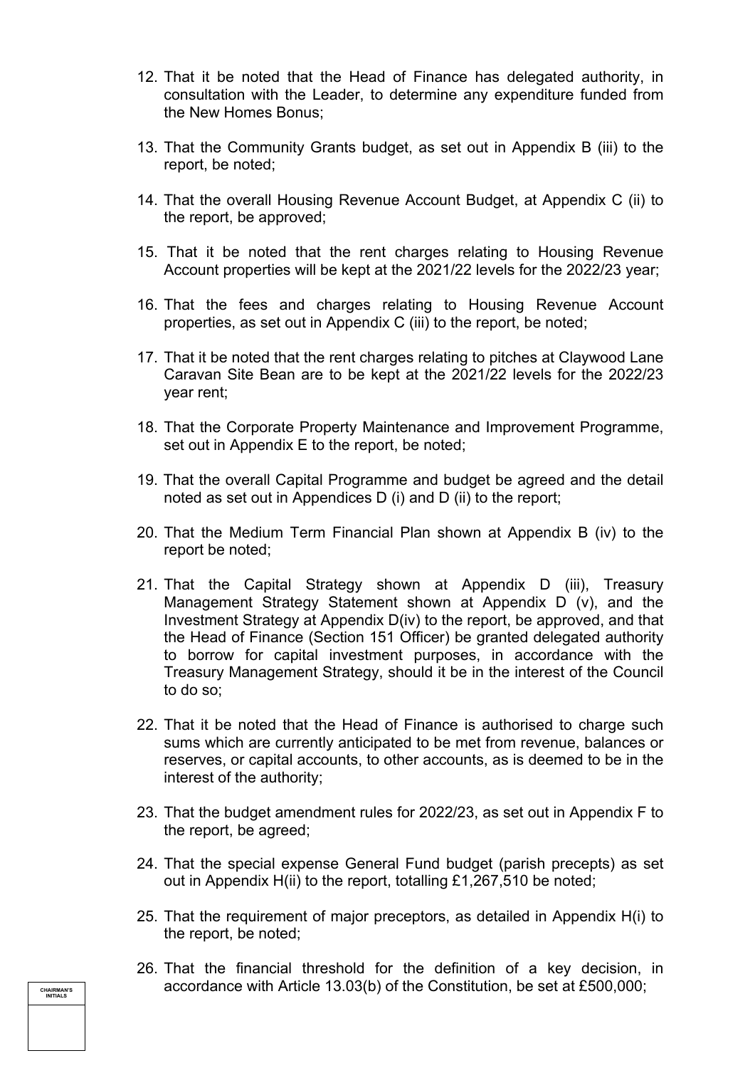12. That it be noted that the Head of Finance has delegated authority, in consultation with the Leader, to determine any expenditure funded from the New Homes Bonus;

13. That the Community Grants budget, as set out in Appendix B (iii) to the report, be noted;

14. That the overall Housing Revenue Account Budget, at Appendix C (ii) to the report, be approved;

15. That it be noted that the rent charges relating to Housing Revenue Account properties will be kept at the 2021/22 levels for the 2022/23 year;

16. That the fees and charges relating to Housing Revenue Account properties, as set out in Appendix C (iii) to the report, be noted;

17. That it be noted that the rent charges relating to pitches at Claywood Lane Caravan Site Bean are to be kept at the 2021/22 levels for the 2022/23 year rent;

18. That the Corporate Property Maintenance and Improvement Programme, set out in Appendix E to the report, be noted;

19. That the overall Capital Programme and budget be agreed and the detail noted as set out in Appendices D (i) and D (ii) to the report;

20. That the Medium Term Financial Plan shown at Appendix B (iv) to the report be noted;

21. That the Capital Strategy shown at Appendix D (iii), Treasury Management Strategy Statement shown at Appendix D (v), and the Investment Strategy at Appendix D(iv) to the report, be approved, and that the Head of Finance (Section 151 Officer) be granted delegated authority to borrow for capital investment purposes, in accordance with the Treasury Management Strategy, should it be in the interest of the Council to do so;

22. That it be noted that the Head of Finance is authorised to charge such sums which are currently anticipated to be met from revenue, balances or reserves, or capital accounts, to other accounts, as is deemed to be in the interest of the authority;

23. That the budget amendment rules for 2022/23, as set out in Appendix F to the report, be agreed;

24. That the special expense General Fund budget (parish precepts) as set out in Appendix H(ii) to the report, totalling £1,267,510 be noted;

25. That the requirement of major preceptors, as detailed in Appendix H(i) to the report, be noted;

26. That the financial threshold for the definition of a key decision, in accordance with Article 13.03(b) of the Constitution, be set at £500,000;

CHAIRMAN'S INITIALS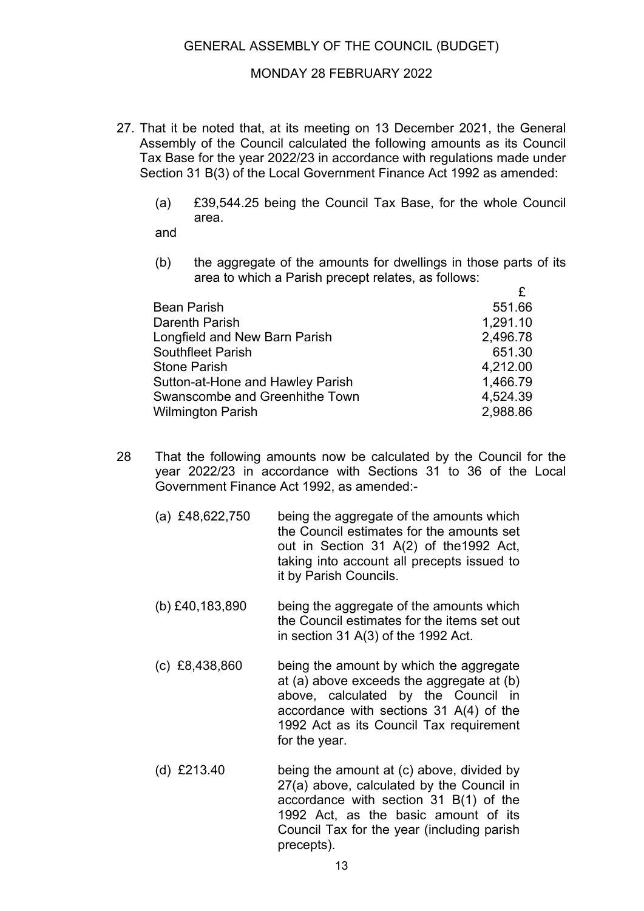GENERAL ASSEMBLY OF THE COUNCIL (BUDGET)

MONDAY 28 FEBRUARY 2022

27. That it be noted that, at its meeting on 13 December 2021, the General Assembly of the Council calculated the following amounts as its Council Tax Base for the year 2022/23 in accordance with regulations made under Section 31 B(3) of the Local Government Finance Act 1992 as amended:

    (a) £39,544.25 being the Council Tax Base, for the whole Council area.

    and

    (b) the aggregate of the amounts for dwellings in those parts of its area to which a Parish precept relates, as follows:

| | £ |
|---|---|
| Bean Parish | 551.66 |
| Darenth Parish | 1,291.10 |
| Longfield and New Barn Parish | 2,496.78 |
| Southfleet Parish | 651.30 |
| Stone Parish | 4,212.00 |
| Sutton-at-Hone and Hawley Parish | 1,466.79 |
| Swanscombe and Greenhithe Town | 4,524.39 |
| Wilmington Parish | 2,988.86 |

28. That the following amounts now be calculated by the Council for the year 2022/23 in accordance with Sections 31 to 36 of the Local Government Finance Act 1992, as amended:-

    (a) £48,622,750 being the aggregate of the amounts which the Council estimates for the amounts set out in Section 31 A(2) of the1992 Act, taking into account all precepts issued to it by Parish Councils.

    (b) £40,183,890 being the aggregate of the amounts which the Council estimates for the items set out in section 31 A(3) of the 1992 Act.

    (c) £8,438,860 being the amount by which the aggregate at (a) above exceeds the aggregate at (b) above, calculated by the Council in accordance with sections 31 A(4) of the 1992 Act as its Council Tax requirement for the year.

    (d) £213.40 being the amount at (c) above, divided by 27(a) above, calculated by the Council in accordance with section 31 B(1) of the 1992 Act, as the basic amount of its Council Tax for the year (including parish precepts).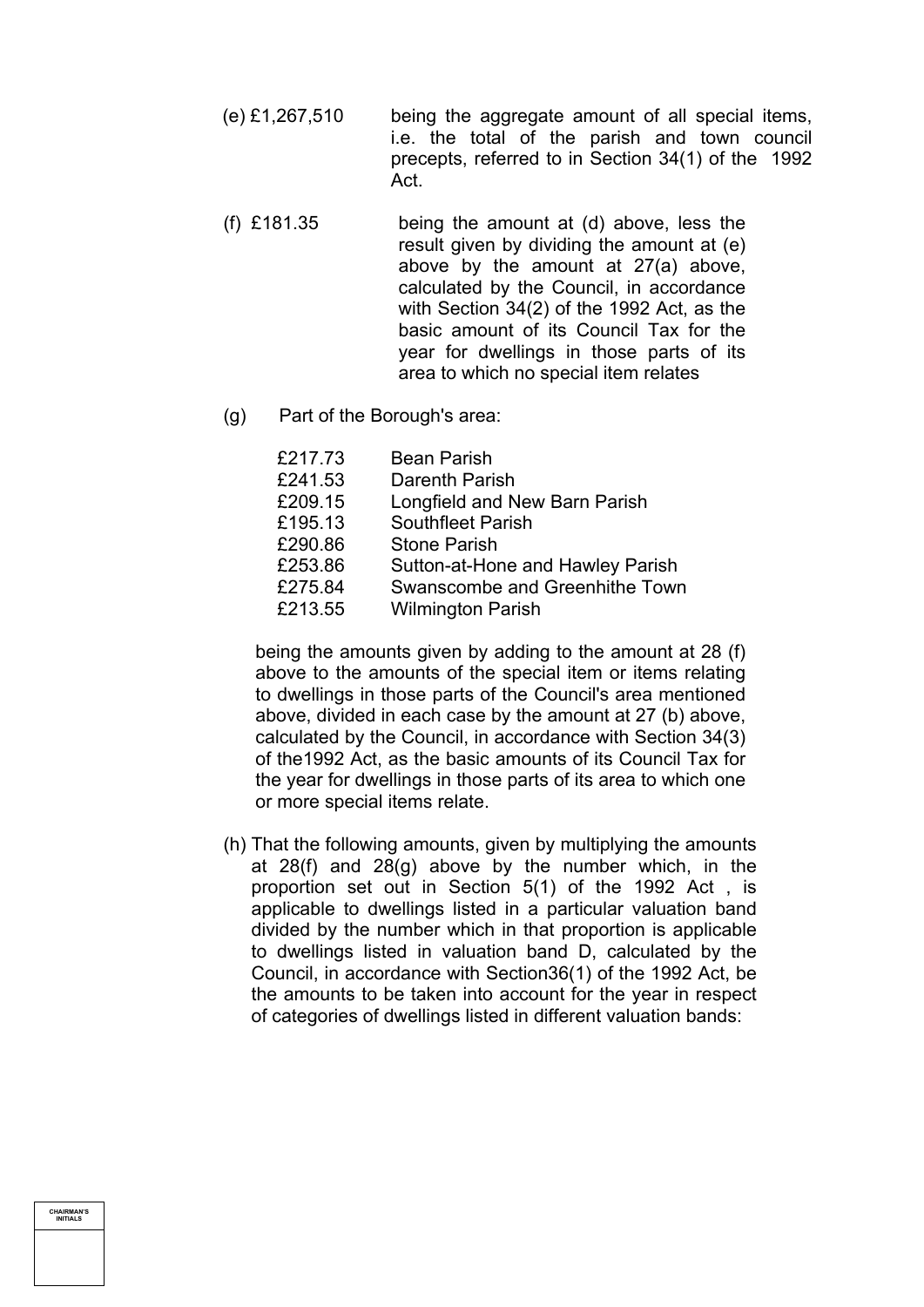(e) £1,267,510 being the aggregate amount of all special items, i.e. the total of the parish and town council precepts, referred to in Section 34(1) of the 1992 Act.

(f) £181.35 being the amount at (d) above, less the result given by dividing the amount at (e) above by the amount at 27(a) above, calculated by the Council, in accordance with Section 34(2) of the 1992 Act, as the basic amount of its Council Tax for the year for dwellings in those parts of its area to which no special item relates

(g) Part of the Borough's area:

| | |
|---|---|
| £217.73 | Bean Parish |
| £241.53 | Darenth Parish |
| £209.15 | Longfield and New Barn Parish |
| £195.13 | Southfleet Parish |
| £290.86 | Stone Parish |
| £253.86 | Sutton-at-Hone and Hawley Parish |
| £275.84 | Swanscombe and Greenhithe Town |
| £213.55 | Wilmington Parish |

being the amounts given by adding to the amount at 28 (f) above to the amounts of the special item or items relating to dwellings in those parts of the Council's area mentioned above, divided in each case by the amount at 27 (b) above, calculated by the Council, in accordance with Section 34(3) of the1992 Act, as the basic amounts of its Council Tax for the year for dwellings in those parts of its area to which one or more special items relate.

(h) That the following amounts, given by multiplying the amounts at 28(f) and 28(g) above by the number which, in the proportion set out in Section 5(1) of the 1992 Act , is applicable to dwellings listed in a particular valuation band divided by the number which in that proportion is applicable to dwellings listed in valuation band D, calculated by the Council, in accordance with Section36(1) of the 1992 Act, be the amounts to be taken into account for the year in respect of categories of dwellings listed in different valuation bands:

CHAIRMAN'S INITIALS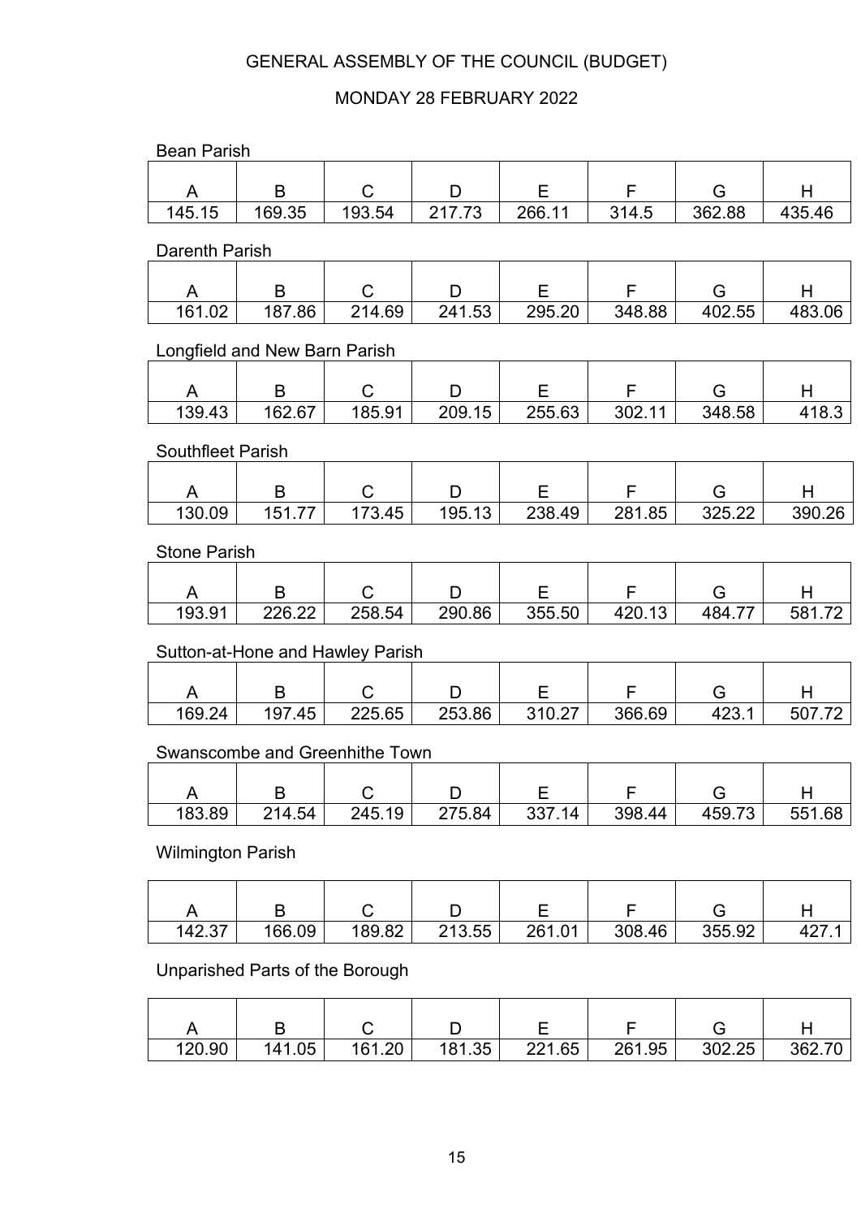GENERAL ASSEMBLY OF THE COUNCIL (BUDGET)

MONDAY 28 FEBRUARY 2022

Bean Parish

| A | B | C | D | E | F | G | H |
|---|---|---|---|---|---|---|---|
| 145.15 | 169.35 | 193.54 | 217.73 | 266.11 | 314.5 | 362.88 | 435.46 |

Darenth Parish

| A | B | C | D | E | F | G | H |
|---|---|---|---|---|---|---|---|
| 161.02 | 187.86 | 214.69 | 241.53 | 295.20 | 348.88 | 402.55 | 483.06 |

Longfield and New Barn Parish

| A | B | C | D | E | F | G | H |
|---|---|---|---|---|---|---|---|
| 139.43 | 162.67 | 185.91 | 209.15 | 255.63 | 302.11 | 348.58 | 418.3 |

Southfleet Parish

| A | B | C | D | E | F | G | H |
|---|---|---|---|---|---|---|---|
| 130.09 | 151.77 | 173.45 | 195.13 | 238.49 | 281.85 | 325.22 | 390.26 |

Stone Parish

| A | B | C | D | E | F | G | H |
|---|---|---|---|---|---|---|---|
| 193.91 | 226.22 | 258.54 | 290.86 | 355.50 | 420.13 | 484.77 | 581.72 |

Sutton-at-Hone and Hawley Parish

| A | B | C | D | E | F | G | H |
|---|---|---|---|---|---|---|---|
| 169.24 | 197.45 | 225.65 | 253.86 | 310.27 | 366.69 | 423.1 | 507.72 |

Swanscombe and Greenhithe Town

| A | B | C | D | E | F | G | H |
|---|---|---|---|---|---|---|---|
| 183.89 | 214.54 | 245.19 | 275.84 | 337.14 | 398.44 | 459.73 | 551.68 |

Wilmington Parish

| A | B | C | D | E | F | G | H |
|---|---|---|---|---|---|---|---|
| 142.37 | 166.09 | 189.82 | 213.55 | 261.01 | 308.46 | 355.92 | 427.1 |

Unparished Parts of the Borough

| A | B | C | D | E | F | G | H |
|---|---|---|---|---|---|---|---|
| 120.90 | 141.05 | 161.20 | 181.35 | 221.65 | 261.95 | 302.25 | 362.70 |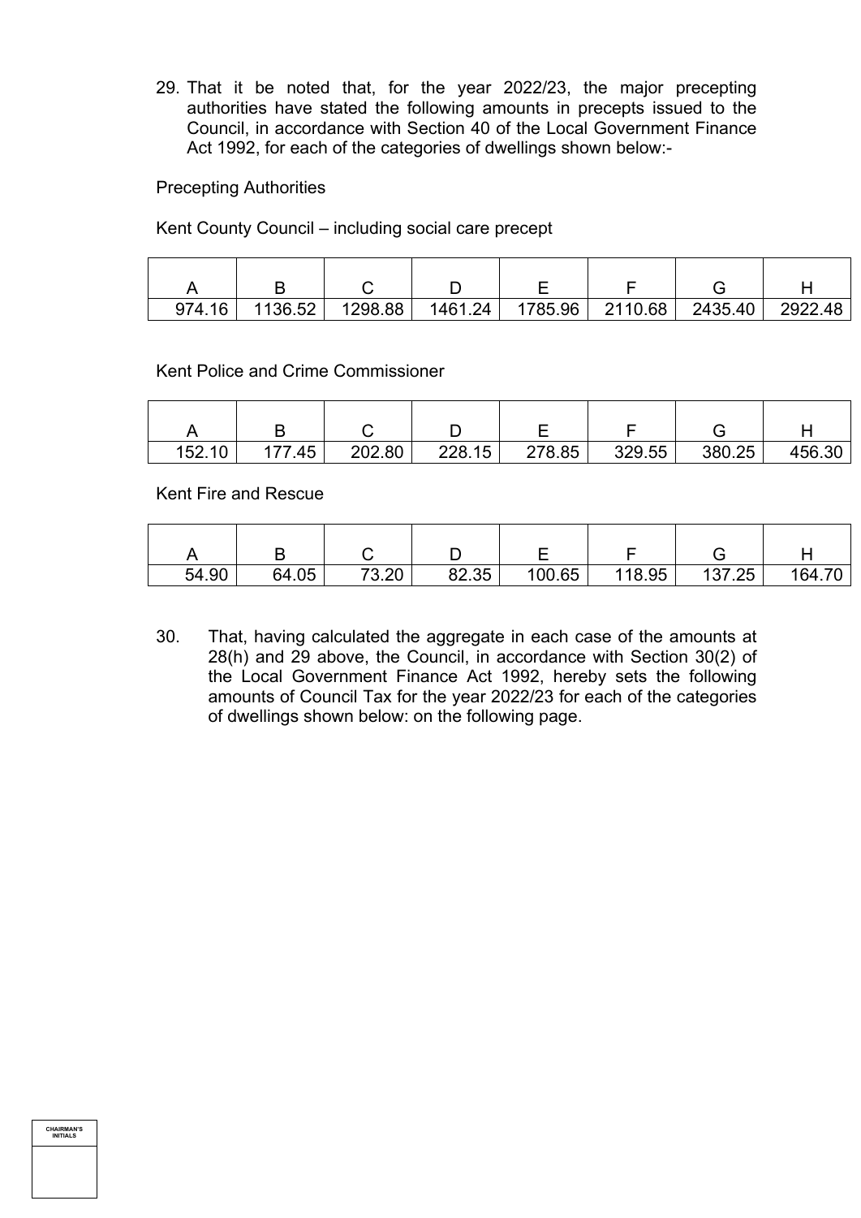29. That it be noted that, for the year 2022/23, the major precepting authorities have stated the following amounts in precepts issued to the Council, in accordance with Section 40 of the Local Government Finance Act 1992, for each of the categories of dwellings shown below:-

Precepting Authorities

Kent County Council – including social care precept

| A | B | C | D | E | F | G | H |
|---|---|---|---|---|---|---|---|
| 974.16 | 1136.52 | 1298.88 | 1461.24 | 1785.96 | 2110.68 | 2435.40 | 2922.48 |

Kent Police and Crime Commissioner

| A | B | C | D | E | F | G | H |
|---|---|---|---|---|---|---|---|
| 152.10 | 177.45 | 202.80 | 228.15 | 278.85 | 329.55 | 380.25 | 456.30 |

Kent Fire and Rescue

| A | B | C | D | E | F | G | H |
|---|---|---|---|---|---|---|---|
| 54.90 | 64.05 | 73.20 | 82.35 | 100.65 | 118.95 | 137.25 | 164.70 |

30. That, having calculated the aggregate in each case of the amounts at 28(h) and 29 above, the Council, in accordance with Section 30(2) of the Local Government Finance Act 1992, hereby sets the following amounts of Council Tax for the year 2022/23 for each of the categories of dwellings shown below: on the following page.

CHAIRMAN'S INITIALS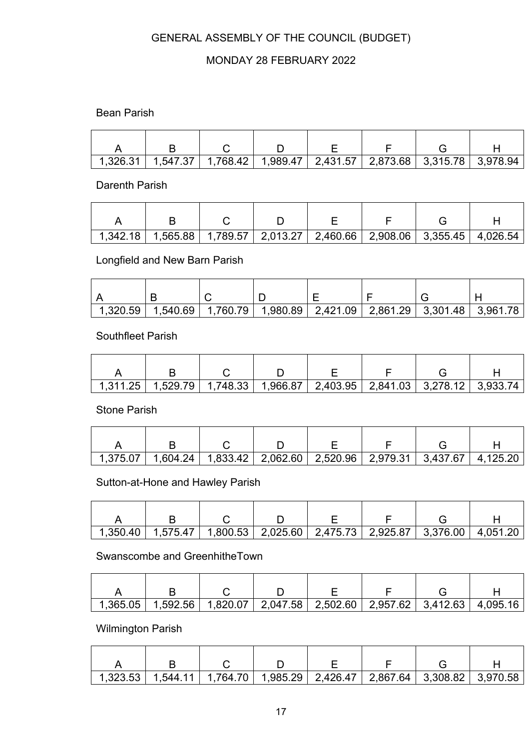GENERAL ASSEMBLY OF THE COUNCIL (BUDGET)

MONDAY 28 FEBRUARY 2022

Bean Parish

| A | B | C | D | E | F | G | H |
|---|---|---|---|---|---|---|---|
| 1,326.31 | 1,547.37 | 1,768.42 | 1,989.47 | 2,431.57 | 2,873.68 | 3,315.78 | 3,978.94 |

Darenth Parish

| A | B | C | D | E | F | G | H |
|---|---|---|---|---|---|---|---|
| 1,342.18 | 1,565.88 | 1,789.57 | 2,013.27 | 2,460.66 | 2,908.06 | 3,355.45 | 4,026.54 |

Longfield and New Barn Parish

| A | B | C | D | E | F | G | H |
|---|---|---|---|---|---|---|---|
| 1,320.59 | 1,540.69 | 1,760.79 | 1,980.89 | 2,421.09 | 2,861.29 | 3,301.48 | 3,961.78 |

Southfleet Parish

| A | B | C | D | E | F | G | H |
|---|---|---|---|---|---|---|---|
| 1,311.25 | 1,529.79 | 1,748.33 | 1,966.87 | 2,403.95 | 2,841.03 | 3,278.12 | 3,933.74 |

Stone Parish

| A | B | C | D | E | F | G | H |
|---|---|---|---|---|---|---|---|
| 1,375.07 | 1,604.24 | 1,833.42 | 2,062.60 | 2,520.96 | 2,979.31 | 3,437.67 | 4,125.20 |

Sutton-at-Hone and Hawley Parish

| A | B | C | D | E | F | G | H |
|---|---|---|---|---|---|---|---|
| 1,350.40 | 1,575.47 | 1,800.53 | 2,025.60 | 2,475.73 | 2,925.87 | 3,376.00 | 4,051.20 |

Swanscombe and GreenhitheTown

| A | B | C | D | E | F | G | H |
|---|---|---|---|---|---|---|---|
| 1,365.05 | 1,592.56 | 1,820.07 | 2,047.58 | 2,502.60 | 2,957.62 | 3,412.63 | 4,095.16 |

Wilmington Parish

| A | B | C | D | E | F | G | H |
|---|---|---|---|---|---|---|---|
| 1,323.53 | 1,544.11 | 1,764.70 | 1,985.29 | 2,426.47 | 2,867.64 | 3,308.82 | 3,970.58 |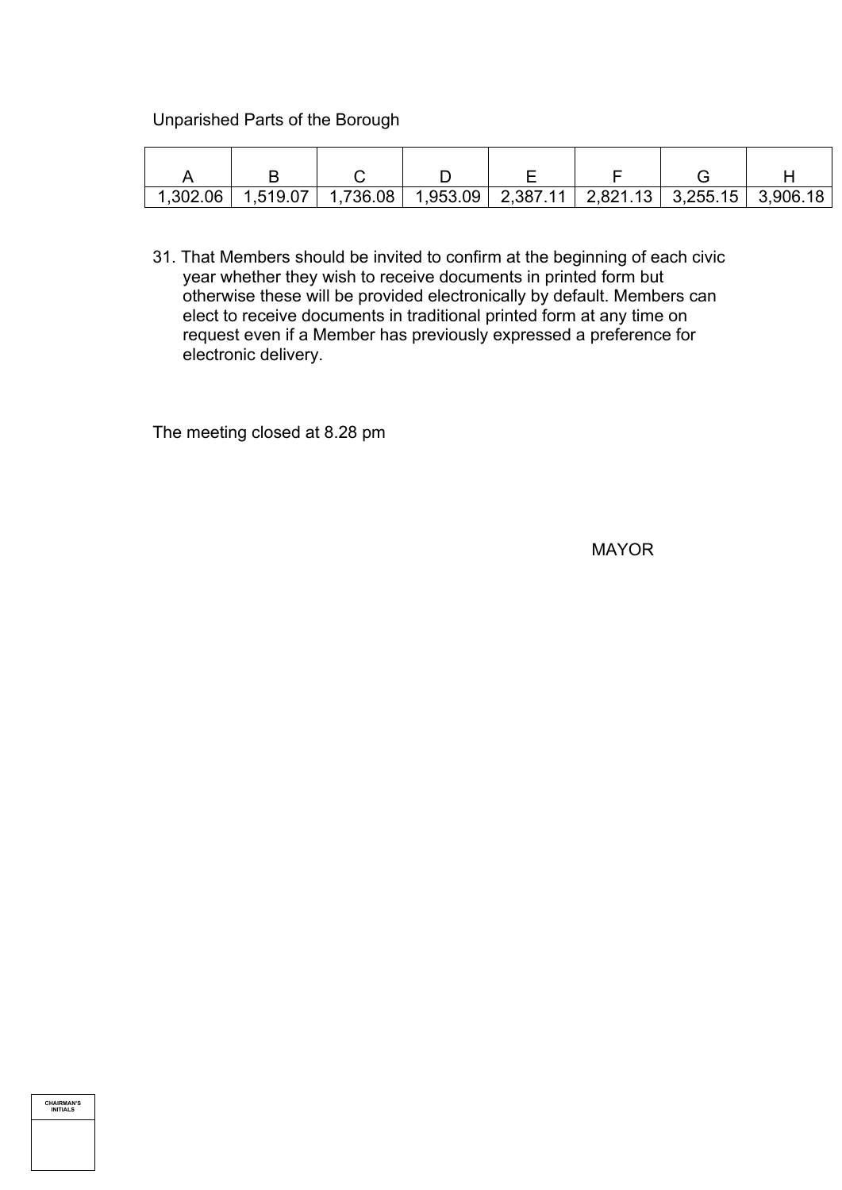Unparished Parts of the Borough

| A | B | C | D | E | F | G | H |
|---|---|---|---|---|---|---|---|
| 1,302.06 | 1,519.07 | 1,736.08 | 1,953.09 | 2,387.11 | 2,821.13 | 3,255.15 | 3,906.18 |

31. That Members should be invited to confirm at the beginning of each civic year whether they wish to receive documents in printed form but otherwise these will be provided electronically by default. Members can elect to receive documents in traditional printed form at any time on request even if a Member has previously expressed a preference for electronic delivery.

The meeting closed at 8.28 pm

MAYOR

CHAIRMAN'S INITIALS